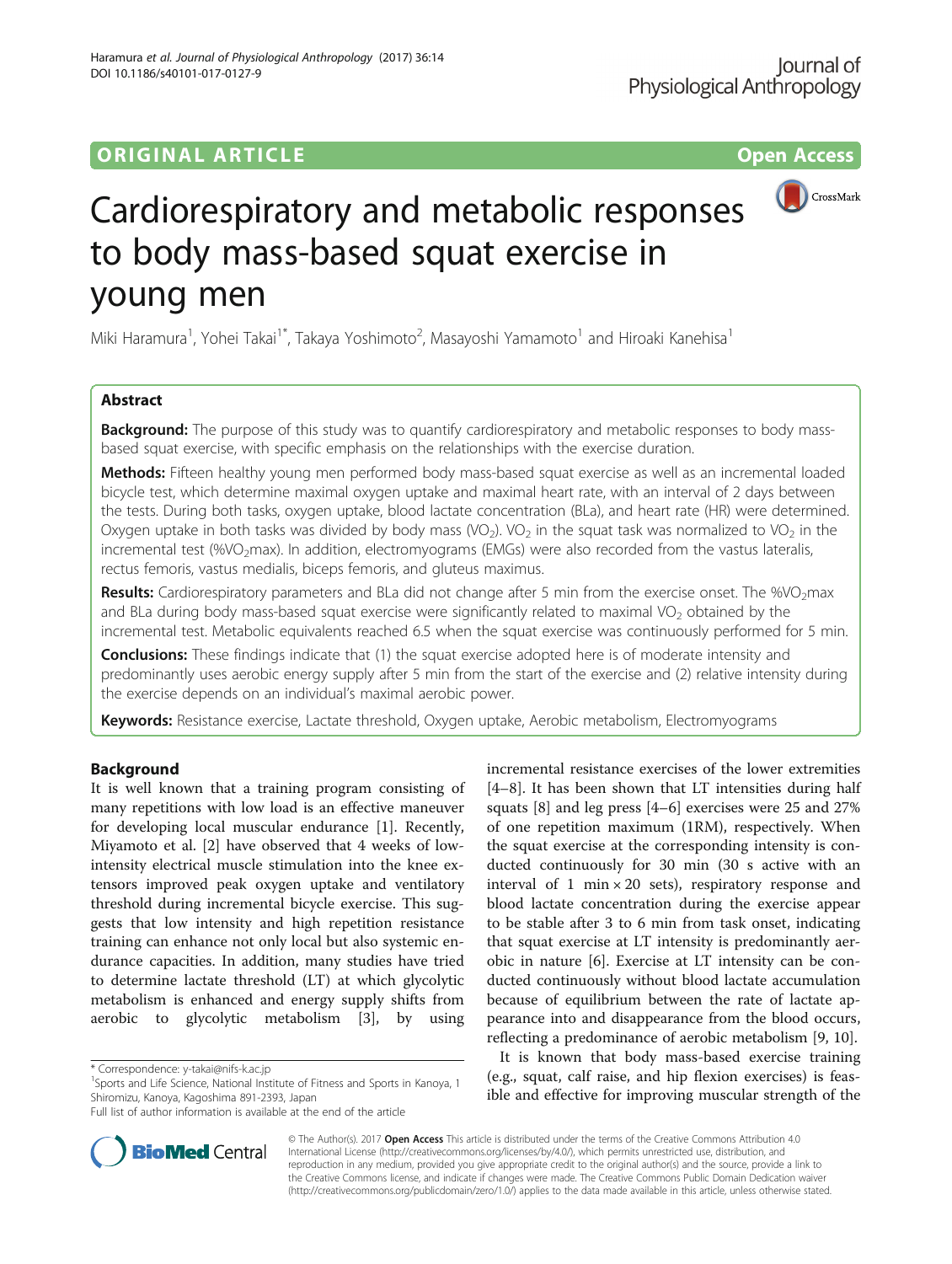ORIGINAL ARTICLE

Open Access

# Cardiorespiratory and metabolic responses to body mass-based squat exercise in young men

Miki Haramura[1], Yohei Takai[1*], Takaya Yoshimoto[2], Masayoshi Yamamoto[1] and Hiroaki Kanehisa[1]

## Abstract

**Background:** The purpose of this study was to quantify cardiorespiratory and metabolic responses to body mass-based squat exercise, with specific emphasis on the relationships with the exercise duration.

**Methods:** Fifteen healthy young men performed body mass-based squat exercise as well as an incremental loaded bicycle test, which determine maximal oxygen uptake and maximal heart rate, with an interval of 2 days between the tests. During both tasks, oxygen uptake, blood lactate concentration (BLa), and heart rate (HR) were determined. Oxygen uptake in both tasks was divided by body mass ($VO_2$). $VO_2$ in the squat task was normalized to $VO_2$ in the incremental test (%$VO_2$max). In addition, electromyograms (EMGs) were also recorded from the vastus lateralis, rectus femoris, vastus medialis, biceps femoris, and gluteus maximus.

**Results:** Cardiorespiratory parameters and BLa did not change after 5 min from the exercise onset. The %$VO_2$max and BLa during body mass-based squat exercise were significantly related to maximal $VO_2$ obtained by the incremental test. Metabolic equivalents reached 6.5 when the squat exercise was continuously performed for 5 min.

**Conclusions:** These findings indicate that (1) the squat exercise adopted here is of moderate intensity and predominantly uses aerobic energy supply after 5 min from the start of the exercise and (2) relative intensity during the exercise depends on an individual's maximal aerobic power.

**Keywords:** Resistance exercise, Lactate threshold, Oxygen uptake, Aerobic metabolism, Electromyograms

## Background

It is well known that a training program consisting of many repetitions with low load is an effective maneuver for developing local muscular endurance [1]. Recently, Miyamoto et al. [2] have observed that 4 weeks of low-intensity electrical muscle stimulation into the knee extensors improved peak oxygen uptake and ventilatory threshold during incremental bicycle exercise. This suggests that low intensity and high repetition resistance training can enhance not only local but also systemic endurance capacities. In addition, many studies have tried to determine lactate threshold (LT) at which glycolytic metabolism is enhanced and energy supply shifts from aerobic to glycolytic metabolism [3], by using incremental resistance exercises of the lower extremities [4–8]. It has been shown that LT intensities during half squats [8] and leg press [4–6] exercises were 25 and 27% of one repetition maximum (1RM), respectively. When the squat exercise at the corresponding intensity is conducted continuously for 30 min (30 s active with an interval of 1 min × 20 sets), respiratory response and blood lactate concentration during the exercise appear to be stable after 3 to 6 min from task onset, indicating that squat exercise at LT intensity is predominantly aerobic in nature [6]. Exercise at LT intensity can be conducted continuously without blood lactate accumulation because of equilibrium between the rate of lactate appearance into and disappearance from the blood occurs, reflecting a predominance of aerobic metabolism [9, 10].

It is known that body mass-based exercise training (e.g., squat, calf raise, and hip flexion exercises) is feasible and effective for improving muscular strength of the

* Correspondence: y-takai@nifs-k.ac.jp
[1]Sports and Life Science, National Institute of Fitness and Sports in Kanoya, 1 Shiromizu, Kanoya, Kagoshima 891-2393, Japan
Full list of author information is available at the end of the article

© The Author(s). 2017 **Open Access** This article is distributed under the terms of the Creative Commons Attribution 4.0 International License (http://creativecommons.org/licenses/by/4.0/), which permits unrestricted use, distribution, and reproduction in any medium, provided you give appropriate credit to the original author(s) and the source, provide a link to the Creative Commons license, and indicate if changes were made. The Creative Commons Public Domain Dedication waiver (http://creativecommons.org/publicdomain/zero/1.0/) applies to the data made available in this article, unless otherwise stated.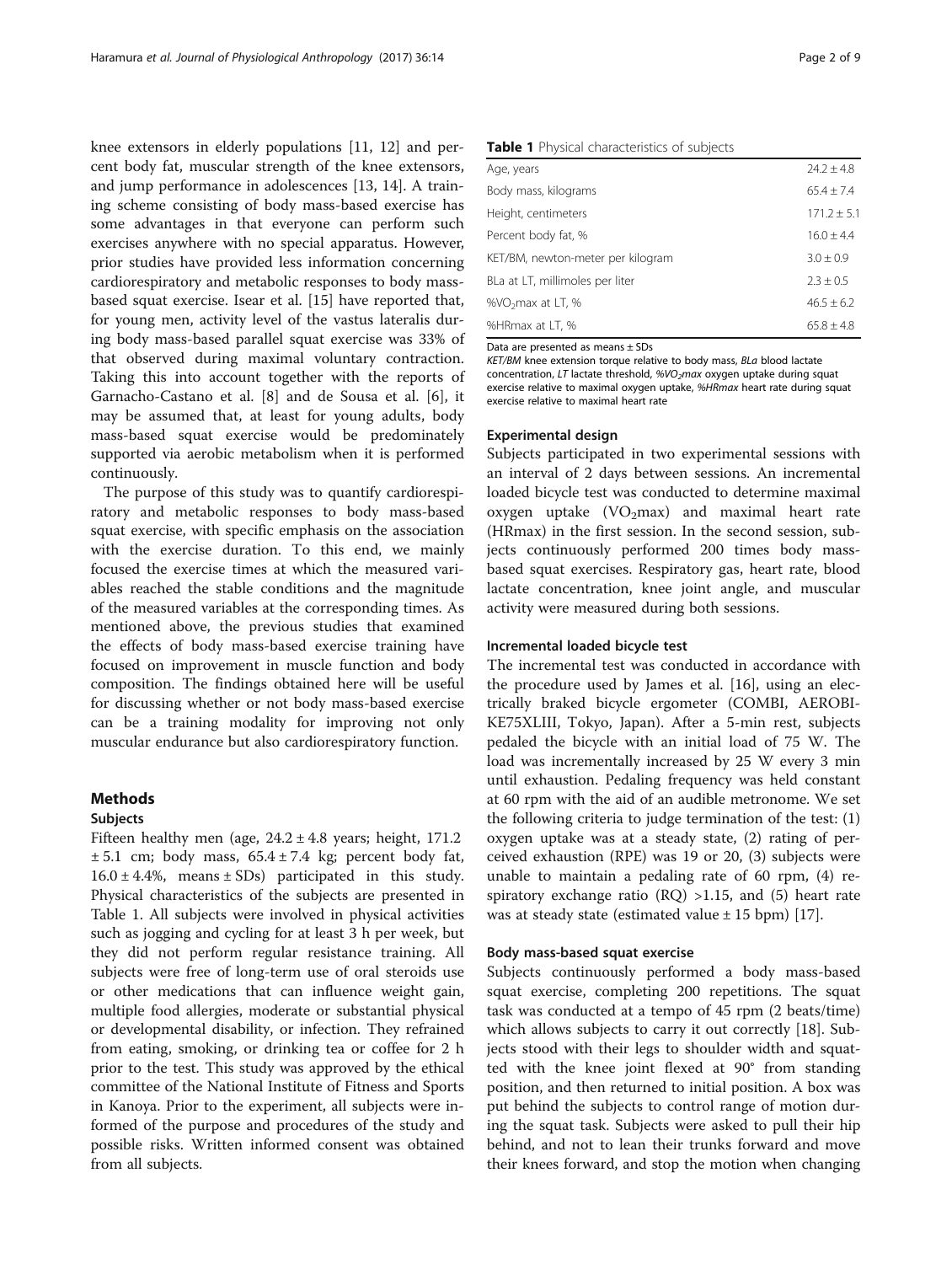knee extensors in elderly populations [11, 12] and percent body fat, muscular strength of the knee extensors, and jump performance in adolescences [13, 14]. A training scheme consisting of body mass-based exercise has some advantages in that everyone can perform such exercises anywhere with no special apparatus. However, prior studies have provided less information concerning cardiorespiratory and metabolic responses to body mass-based squat exercise. Isear et al. [15] have reported that, for young men, activity level of the vastus lateralis during body mass-based parallel squat exercise was 33% of that observed during maximal voluntary contraction. Taking this into account together with the reports of Garnacho-Castano et al. [8] and de Sousa et al. [6], it may be assumed that, at least for young adults, body mass-based squat exercise would be predominately supported via aerobic metabolism when it is performed continuously.

The purpose of this study was to quantify cardiorespiratory and metabolic responses to body mass-based squat exercise, with specific emphasis on the association with the exercise duration. To this end, we mainly focused the exercise times at which the measured variables reached the stable conditions and the magnitude of the measured variables at the corresponding times. As mentioned above, the previous studies that examined the effects of body mass-based exercise training have focused on improvement in muscle function and body composition. The findings obtained here will be useful for discussing whether or not body mass-based exercise can be a training modality for improving not only muscular endurance but also cardiorespiratory function.

## Methods

### Subjects

Fifteen healthy men (age, 24.2 ± 4.8 years; height, 171.2 ± 5.1 cm; body mass, 65.4 ± 7.4 kg; percent body fat, 16.0 ± 4.4%, means ± SDs) participated in this study. Physical characteristics of the subjects are presented in Table 1. All subjects were involved in physical activities such as jogging and cycling for at least 3 h per week, but they did not perform regular resistance training. All subjects were free of long-term use of oral steroids use or other medications that can influence weight gain, multiple food allergies, moderate or substantial physical or developmental disability, or infection. They refrained from eating, smoking, or drinking tea or coffee for 2 h prior to the test. This study was approved by the ethical committee of the National Institute of Fitness and Sports in Kanoya. Prior to the experiment, all subjects were informed of the purpose and procedures of the study and possible risks. Written informed consent was obtained from all subjects.

**Table 1** Physical characteristics of subjects

| | |
|---|---|
| Age, years | 24.2 ± 4.8 |
| Body mass, kilograms | 65.4 ± 7.4 |
| Height, centimeters | 171.2 ± 5.1 |
| Percent body fat, % | 16.0 ± 4.4 |
| KET/BM, newton-meter per kilogram | 3.0 ± 0.9 |
| BLa at LT, millimoles per liter | 2.3 ± 0.5 |
| $\%VO_2max$ at LT, % | 46.5 ± 6.2 |
| %HRmax at LT, % | 65.8 ± 4.8 |

Data are presented as means ± SDs

*KET/BM* knee extension torque relative to body mass, *BLa* blood lactate concentration, *LT* lactate threshold, *$\%VO_2max$* oxygen uptake during squat exercise relative to maximal oxygen uptake, *%HRmax* heart rate during squat exercise relative to maximal heart rate

### Experimental design

Subjects participated in two experimental sessions with an interval of 2 days between sessions. An incremental loaded bicycle test was conducted to determine maximal oxygen uptake ($VO_2max$) and maximal heart rate (HRmax) in the first session. In the second session, subjects continuously performed 200 times body mass-based squat exercises. Respiratory gas, heart rate, blood lactate concentration, knee joint angle, and muscular activity were measured during both sessions.

### Incremental loaded bicycle test

The incremental test was conducted in accordance with the procedure used by James et al. [16], using an electrically braked bicycle ergometer (COMBI, AEROBI-KE75XLIII, Tokyo, Japan). After a 5-min rest, subjects pedaled the bicycle with an initial load of 75 W. The load was incrementally increased by 25 W every 3 min until exhaustion. Pedaling frequency was held constant at 60 rpm with the aid of an audible metronome. We set the following criteria to judge termination of the test: (1) oxygen uptake was at a steady state, (2) rating of perceived exhaustion (RPE) was 19 or 20, (3) subjects were unable to maintain a pedaling rate of 60 rpm, (4) respiratory exchange ratio (RQ) >1.15, and (5) heart rate was at steady state (estimated value ± 15 bpm) [17].

### Body mass-based squat exercise

Subjects continuously performed a body mass-based squat exercise, completing 200 repetitions. The squat task was conducted at a tempo of 45 rpm (2 beats/time) which allows subjects to carry it out correctly [18]. Subjects stood with their legs to shoulder width and squatted with the knee joint flexed at 90° from standing position, and then returned to initial position. A box was put behind the subjects to control range of motion during the squat task. Subjects were asked to pull their hip behind, and not to lean their trunks forward and move their knees forward, and stop the motion when changing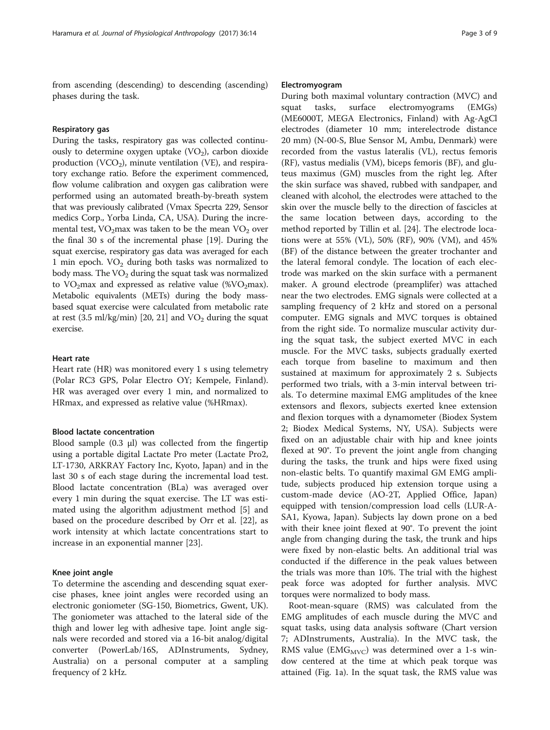from ascending (descending) to descending (ascending) phases during the task.

### Respiratory gas

During the tasks, respiratory gas was collected continuously to determine oxygen uptake ($VO_2$), carbon dioxide production ($VCO_2$), minute ventilation (VE), and respiratory exchange ratio. Before the experiment commenced, flow volume calibration and oxygen gas calibration were performed using an automated breath-by-breath system that was previously calibrated (Vmax Specrta 229, Sensor medics Corp., Yorba Linda, CA, USA). During the incremental test, $VO_2$max was taken to be the mean $VO_2$ over the final 30 s of the incremental phase [19]. During the squat exercise, respiratory gas data was averaged for each 1 min epoch. $VO_2$ during both tasks was normalized to body mass. The $VO_2$ during the squat task was normalized to $VO_2$max and expressed as relative value (%$VO_2$max). Metabolic equivalents (METs) during the body mass-based squat exercise were calculated from metabolic rate at rest (3.5 ml/kg/min) [20, 21] and $VO_2$ during the squat exercise.

### Heart rate

Heart rate (HR) was monitored every 1 s using telemetry (Polar RC3 GPS, Polar Electro OY; Kempele, Finland). HR was averaged over every 1 min, and normalized to HRmax, and expressed as relative value (%HRmax).

### Blood lactate concentration

Blood sample (0.3 μl) was collected from the fingertip using a portable digital Lactate Pro meter (Lactate Pro2, LT-1730, ARKRAY Factory Inc, Kyoto, Japan) and in the last 30 s of each stage during the incremental load test. Blood lactate concentration (BLa) was averaged over every 1 min during the squat exercise. The LT was estimated using the algorithm adjustment method [5] and based on the procedure described by Orr et al. [22], as work intensity at which lactate concentrations start to increase in an exponential manner [23].

### Knee joint angle

To determine the ascending and descending squat exercise phases, knee joint angles were recorded using an electronic goniometer (SG-150, Biometrics, Gwent, UK). The goniometer was attached to the lateral side of the thigh and lower leg with adhesive tape. Joint angle signals were recorded and stored via a 16-bit analog/digital converter (PowerLab/16S, ADInstruments, Sydney, Australia) on a personal computer at a sampling frequency of 2 kHz.

### Electromyogram

During both maximal voluntary contraction (MVC) and squat tasks, surface electromyograms (EMGs) (ME6000T, MEGA Electronics, Finland) with Ag-AgCl electrodes (diameter 10 mm; interelectrode distance 20 mm) (N-00-S, Blue Sensor M, Ambu, Denmark) were recorded from the vastus lateralis (VL), rectus femoris (RF), vastus medialis (VM), biceps femoris (BF), and gluteus maximus (GM) muscles from the right leg. After the skin surface was shaved, rubbed with sandpaper, and cleaned with alcohol, the electrodes were attached to the skin over the muscle belly to the direction of fascicles at the same location between days, according to the method reported by Tillin et al. [24]. The electrode locations were at 55% (VL), 50% (RF), 90% (VM), and 45% (BF) of the distance between the greater trochanter and the lateral femoral condyle. The location of each electrode was marked on the skin surface with a permanent maker. A ground electrode (preamplifer) was attached near the two electrodes. EMG signals were collected at a sampling frequency of 2 kHz and stored on a personal computer. EMG signals and MVC torques is obtained from the right side. To normalize muscular activity during the squat task, the subject exerted MVC in each muscle. For the MVC tasks, subjects gradually exerted each torque from baseline to maximum and then sustained at maximum for approximately 2 s. Subjects performed two trials, with a 3-min interval between trials. To determine maximal EMG amplitudes of the knee extensors and flexors, subjects exerted knee extension and flexion torques with a dynamometer (Biodex System 2; Biodex Medical Systems, NY, USA). Subjects were fixed on an adjustable chair with hip and knee joints flexed at 90°. To prevent the joint angle from changing during the tasks, the trunk and hips were fixed using non-elastic belts. To quantify maximal GM EMG amplitude, subjects produced hip extension torque using a custom-made device (AO-2T, Applied Office, Japan) equipped with tension/compression load cells (LUR-A-SA1, Kyowa, Japan). Subjects lay down prone on a bed with their knee joint flexed at 90°. To prevent the joint angle from changing during the task, the trunk and hips were fixed by non-elastic belts. An additional trial was conducted if the difference in the peak values between the trials was more than 10%. The trial with the highest peak force was adopted for further analysis. MVC torques were normalized to body mass.

Root-mean-square (RMS) was calculated from the EMG amplitudes of each muscle during the MVC and squat tasks, using data analysis software (Chart version 7; ADInstruments, Australia). In the MVC task, the RMS value ($EMG_{MVC}$) was determined over a 1-s window centered at the time at which peak torque was attained (Fig. 1a). In the squat task, the RMS value was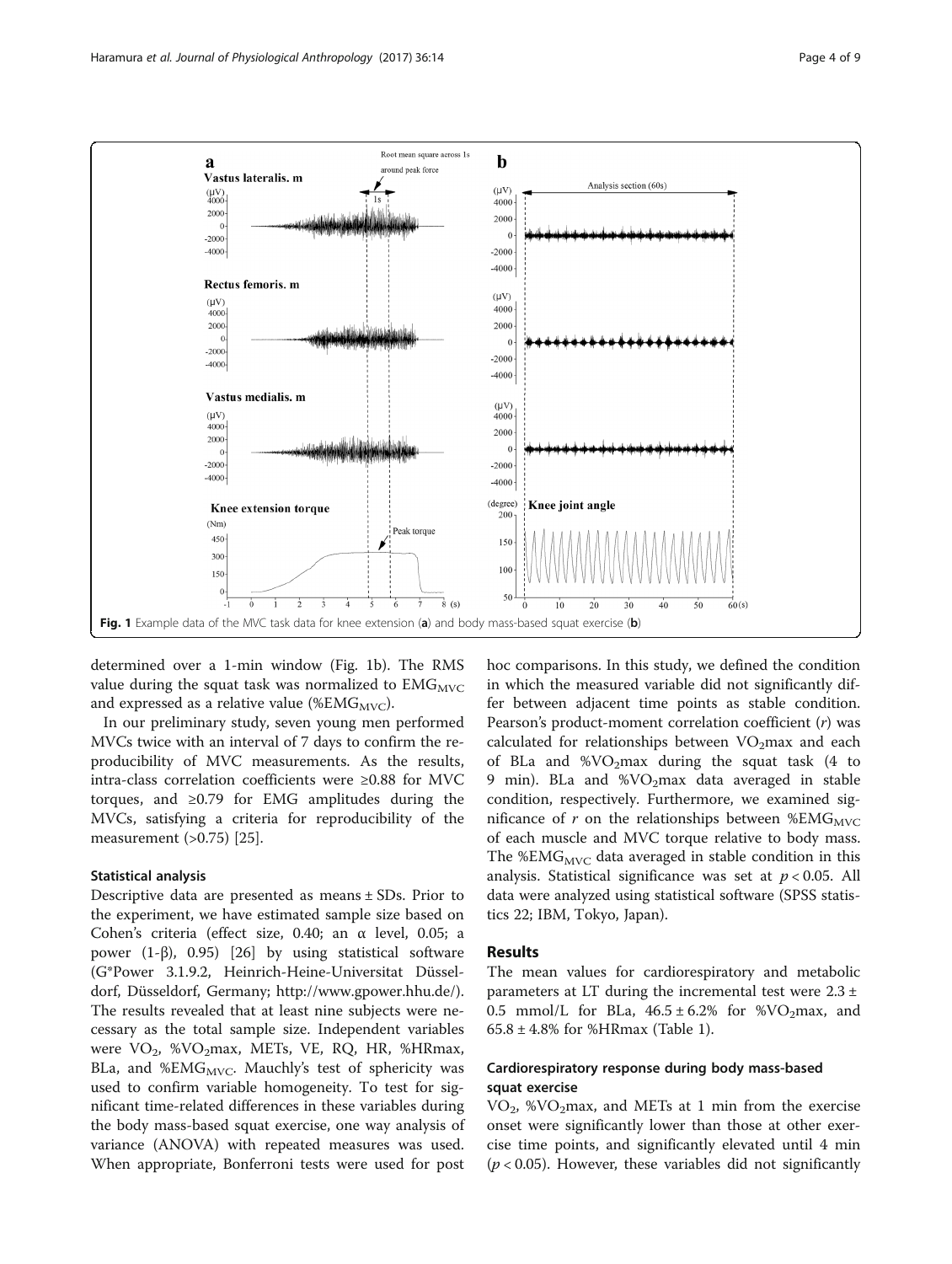Fig. 1 Example data of the MVC task data for knee extension (**a**) and body mass-based squat exercise (**b**)

determined over a 1-min window (Fig. 1b). The RMS value during the squat task was normalized to $EMG_{MVC}$ and expressed as a relative value ($\%EMG_{MVC}$).

In our preliminary study, seven young men performed MVCs twice with an interval of 7 days to confirm the reproducibility of MVC measurements. As the results, intra-class correlation coefficients were ≥0.88 for MVC torques, and ≥0.79 for EMG amplitudes during the MVCs, satisfying a criteria for reproducibility of the measurement (>0.75) [25].

### Statistical analysis

Descriptive data are presented as means ± SDs. Prior to the experiment, we have estimated sample size based on Cohen's criteria (effect size, 0.40; an α level, 0.05; a power (1-β), 0.95) [26] by using statistical software (G*Power 3.1.9.2, Heinrich-Heine-Universitat Düsseldorf, Düsseldorf, Germany; http://www.gpower.hhu.de/). The results revealed that at least nine subjects were necessary as the total sample size. Independent variables were $VO_2$, $\%VO_2max$, METs, VE, RQ, HR, %HRmax, BLa, and $\%EMG_{MVC}$. Mauchly's test of sphericity was used to confirm variable homogeneity. To test for significant time-related differences in these variables during the body mass-based squat exercise, one way analysis of variance (ANOVA) with repeated measures was used. When appropriate, Bonferroni tests were used for post hoc comparisons. In this study, we defined the condition in which the measured variable did not significantly differ between adjacent time points as stable condition. Pearson's product-moment correlation coefficient ($r$) was calculated for relationships between $VO_2max$ and each of BLa and $\%VO_2max$ during the squat task (4 to 9 min). BLa and $\%VO_2max$ data averaged in stable condition, respectively. Furthermore, we examined significance of $r$ on the relationships between $\%EMG_{MVC}$ of each muscle and MVC torque relative to body mass. The $\%EMG_{MVC}$ data averaged in stable condition in this analysis. Statistical significance was set at $p < 0.05$. All data were analyzed using statistical software (SPSS statistics 22; IBM, Tokyo, Japan).

## Results

The mean values for cardiorespiratory and metabolic parameters at LT during the incremental test were 2.3 ± 0.5 mmol/L for BLa, 46.5 ± 6.2% for $\%VO_2max$, and 65.8 ± 4.8% for %HRmax (Table 1).

### Cardiorespiratory response during body mass-based squat exercise

$VO_2$, $\%VO_2max$, and METs at 1 min from the exercise onset were significantly lower than those at other exercise time points, and significantly elevated until 4 min ($p < 0.05$). However, these variables did not significantly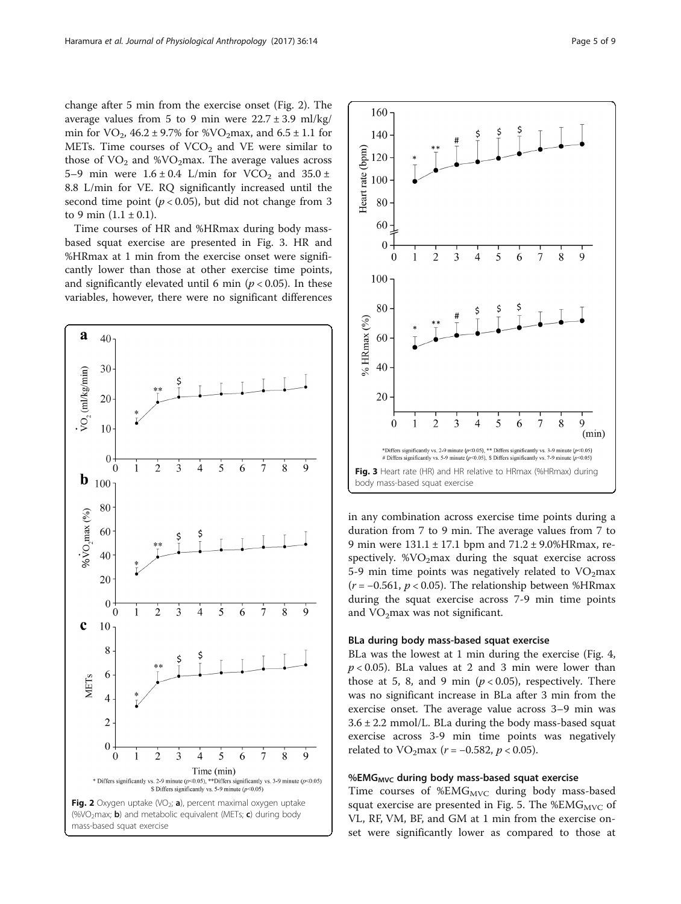change after 5 min from the exercise onset (Fig. 2). The average values from 5 to 9 min were 22.7 ± 3.9 ml/kg/min for $VO_2$, 46.2 ± 9.7% for %$VO_2$max, and 6.5 ± 1.1 for METs. Time courses of $VCO_2$ and VE were similar to those of $VO_2$ and %$VO_2$max. The average values across 5–9 min were 1.6 ± 0.4 L/min for $VCO_2$ and 35.0 ± 8.8 L/min for VE. RQ significantly increased until the second time point ($p < 0.05$), but did not change from 3 to 9 min (1.1 ± 0.1).

Time courses of HR and %HRmax during body mass-based squat exercise are presented in Fig. 3. HR and %HRmax at 1 min from the exercise onset were significantly lower than those at other exercise time points, and significantly elevated until 6 min ($p < 0.05$). In these variables, however, there were no significant differences in any combination across exercise time points during a duration from 7 to 9 min. The average values from 7 to 9 min were 131.1 ± 17.1 bpm and 71.2 ± 9.0%HRmax, respectively. %$VO_2$max during the squat exercise across 5-9 min time points was negatively related to $VO_2$max ($r = -0.561$, $p < 0.05$). The relationship between %HRmax during the squat exercise across 7-9 min time points and $VO_2$max was not significant.

\* Differs significantly vs. 2-9 minute ($p$<0.05), \*\*Differs significantly vs. 3-9 minute ($p$<0.05)
$ Differs significantly vs. 5-9 minute ($p$<0.05)

**Fig. 2** Oxygen uptake ($VO_2$; **a**), percent maximal oxygen uptake (%$VO_2$max; **b**) and metabolic equivalent (METs; **c**) during body mass-based squat exercise

\*Differs significantly vs. 2-9 minute ($p$<0.05), \*\* Differs significantly vs. 3-9 minute ($p$<0.05)
\# Differs significantly vs. 5-9 minute ($p$<0.05), $ Differs significantly vs. 7-9 minute ($p$<0.05)

**Fig. 3** Heart rate (HR) and HR relative to HRmax (%HRmax) during body mass-based squat exercise

### BLa during body mass-based squat exercise

BLa was the lowest at 1 min during the exercise (Fig. 4, $p < 0.05$). BLa values at 2 and 3 min were lower than those at 5, 8, and 9 min ($p < 0.05$), respectively. There was no significant increase in BLa after 3 min from the exercise onset. The average value across 3–9 min was 3.6 ± 2.2 mmol/L. BLa during the body mass-based squat exercise across 3-9 min time points was negatively related to $VO_2$max ($r = -0.582$, $p < 0.05$).

### %$EMG_{MVC}$ during body mass-based squat exercise

Time courses of %$EMG_{MVC}$ during body mass-based squat exercise are presented in Fig. 5. The %$EMG_{MVC}$ of VL, RF, VM, BF, and GM at 1 min from the exercise onset were significantly lower as compared to those at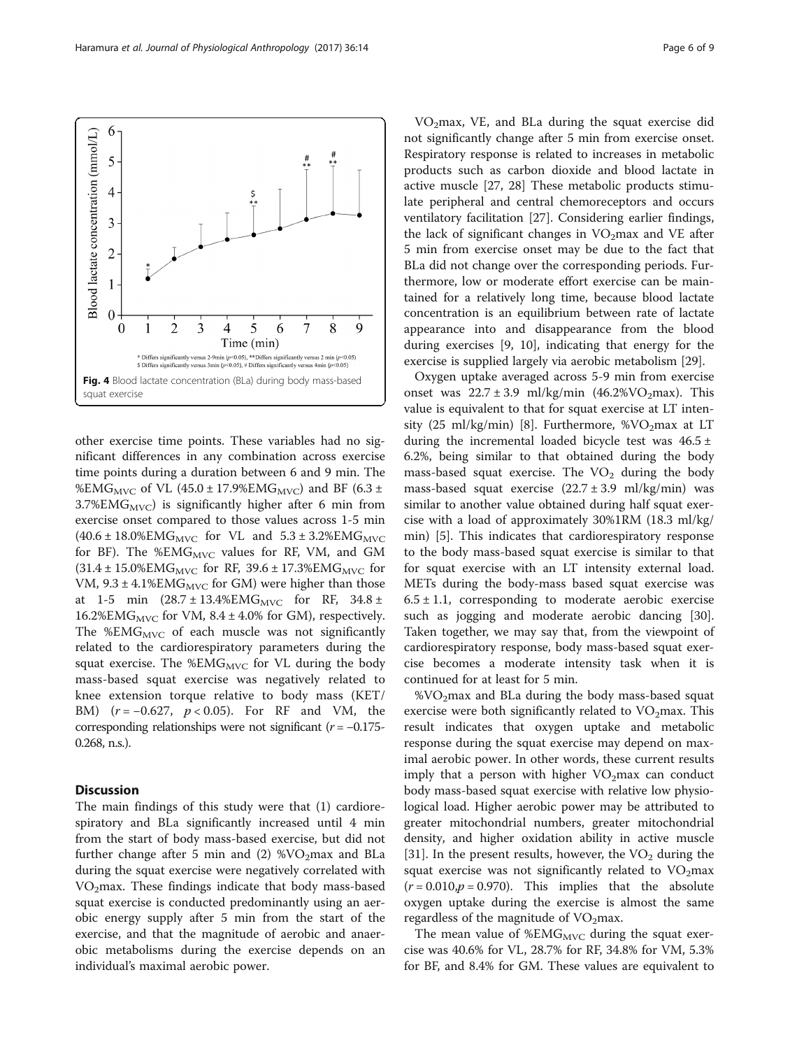\* Differs significantly versus 2-9min (p<0.05), \*\*Differs significantly versus 2 min (p<0.05)
$ Differs significantly versus 3min (p<0.05), # Differs significantly versus 4min (p<0.05)

**Fig. 4** Blood lactate concentration (BLa) during body mass-based squat exercise

other exercise time points. These variables had no significant differences in any combination across exercise time points during a duration between 6 and 9 min. The $\%EMG_{MVC}$ of VL ($45.0 \pm 17.9\%EMG_{MVC}$) and BF ($6.3 \pm 3.7\%EMG_{MVC}$) is significantly higher after 6 min from exercise onset compared to those values across 1-5 min ($40.6 \pm 18.0\%EMG_{MVC}$ for VL and $5.3 \pm 3.2\%EMG_{MVC}$ for BF). The $\%EMG_{MVC}$ values for RF, VM, and GM ($31.4 \pm 15.0\%EMG_{MVC}$ for RF, $39.6 \pm 17.3\%EMG_{MVC}$ for VM, $9.3 \pm 4.1\%EMG_{MVC}$ for GM) were higher than those at 1-5 min ($28.7 \pm 13.4\%EMG_{MVC}$ for RF, $34.8 \pm 16.2\%EMG_{MVC}$ for VM, $8.4 \pm 4.0\%$ for GM), respectively. The $\%EMG_{MVC}$ of each muscle was not significantly related to the cardiorespiratory parameters during the squat exercise. The $\%EMG_{MVC}$ for VL during the body mass-based squat exercise was negatively related to knee extension torque relative to body mass (KET/BM) ($r = -0.627$, $p < 0.05$). For RF and VM, the corresponding relationships were not significant ($r = -0.175$-$0.268$, n.s.).

## Discussion

The main findings of this study were that (1) cardiorespiratory and BLa significantly increased until 4 min from the start of body mass-based exercise, but did not further change after 5 min and (2) $\%VO_2$max and BLa during the squat exercise were negatively correlated with $VO_2$max. These findings indicate that body mass-based squat exercise is conducted predominantly using an aerobic energy supply after 5 min from the start of the exercise, and that the magnitude of aerobic and anaerobic metabolisms during the exercise depends on an individual's maximal aerobic power.

$VO_2$max, VE, and BLa during the squat exercise did not significantly change after 5 min from exercise onset. Respiratory response is related to increases in metabolic products such as carbon dioxide and blood lactate in active muscle [27, 28] These metabolic products stimulate peripheral and central chemoreceptors and occurs ventilatory facilitation [27]. Considering earlier findings, the lack of significant changes in $VO_2$max and VE after 5 min from exercise onset may be due to the fact that BLa did not change over the corresponding periods. Furthermore, low or moderate effort exercise can be maintained for a relatively long time, because blood lactate concentration is an equilibrium between rate of lactate appearance into and disappearance from the blood during exercises [9, 10], indicating that energy for the exercise is supplied largely via aerobic metabolism [29].

Oxygen uptake averaged across 5-9 min from exercise onset was $22.7 \pm 3.9$ ml/kg/min ($46.2\%VO_2$max). This value is equivalent to that for squat exercise at LT intensity (25 ml/kg/min) [8]. Furthermore, $\%VO_2$max at LT during the incremental loaded bicycle test was $46.5 \pm 6.2\%$, being similar to that obtained during the body mass-based squat exercise. The $VO_2$ during the body mass-based squat exercise ($22.7 \pm 3.9$ ml/kg/min) was similar to another value obtained during half squat exercise with a load of approximately 30%1RM (18.3 ml/kg/min) [5]. This indicates that cardiorespiratory response to the body mass-based squat exercise is similar to that for squat exercise with an LT intensity external load. METs during the body-mass based squat exercise was $6.5 \pm 1.1$, corresponding to moderate aerobic exercise such as jogging and moderate aerobic dancing [30]. Taken together, we may say that, from the viewpoint of cardiorespiratory response, body mass-based squat exercise becomes a moderate intensity task when it is continued for at least for 5 min.

$\%VO_2$max and BLa during the body mass-based squat exercise were both significantly related to $VO_2$max. This result indicates that oxygen uptake and metabolic response during the squat exercise may depend on maximal aerobic power. In other words, these current results imply that a person with higher $VO_2$max can conduct body mass-based squat exercise with relative low physiological load. Higher aerobic power may be attributed to greater mitochondrial numbers, greater mitochondrial density, and higher oxidation ability in active muscle [31]. In the present results, however, the $VO_2$ during the squat exercise was not significantly related to $VO_2$max ($r = 0.010$, $p = 0.970$). This implies that the absolute oxygen uptake during the exercise is almost the same regardless of the magnitude of $VO_2$max.

The mean value of $\%EMG_{MVC}$ during the squat exercise was 40.6% for VL, 28.7% for RF, 34.8% for VM, 5.3% for BF, and 8.4% for GM. These values are equivalent to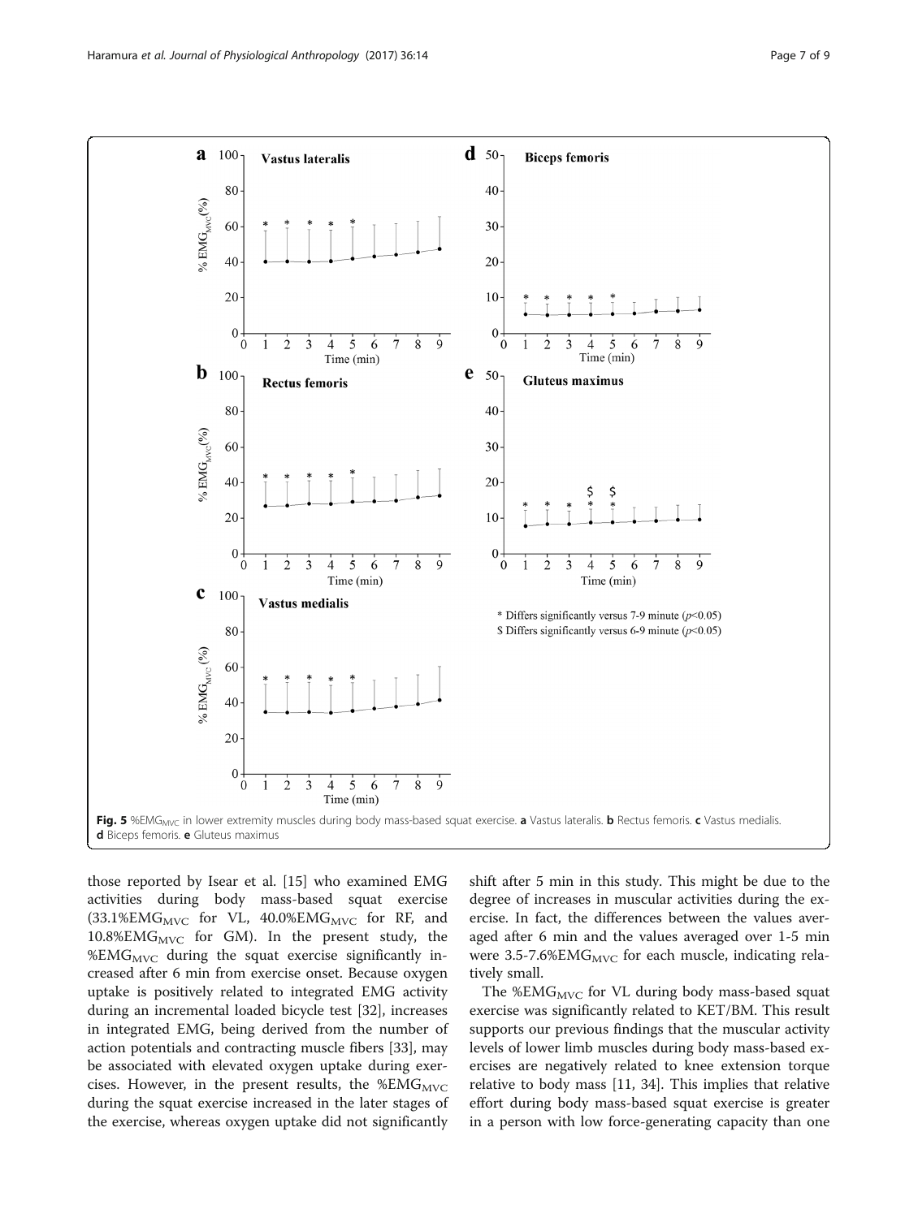Fig. 5 $\%EMG_{MVC}$ in lower extremity muscles during body mass-based squat exercise. **a** Vastus lateralis. **b** Rectus femoris. **c** Vastus medialis. **d** Biceps femoris. **e** Gluteus maximus

those reported by Isear et al. [15] who examined EMG activities during body mass-based squat exercise (33.1%$EMG_{MVC}$ for VL, 40.0%$EMG_{MVC}$ for RF, and 10.8%$EMG_{MVC}$ for GM). In the present study, the %$EMG_{MVC}$ during the squat exercise significantly increased after 6 min from exercise onset. Because oxygen uptake is positively related to integrated EMG activity during an incremental loaded bicycle test [32], increases in integrated EMG, being derived from the number of action potentials and contracting muscle fibers [33], may be associated with elevated oxygen uptake during exercises. However, in the present results, the %$EMG_{MVC}$ during the squat exercise increased in the later stages of the exercise, whereas oxygen uptake did not significantly shift after 5 min in this study. This might be due to the degree of increases in muscular activities during the exercise. In fact, the differences between the values averaged after 6 min and the values averaged over 1-5 min were 3.5-7.6%$EMG_{MVC}$ for each muscle, indicating relatively small.

The %$EMG_{MVC}$ for VL during body mass-based squat exercise was significantly related to KET/BM. This result supports our previous findings that the muscular activity levels of lower limb muscles during body mass-based exercises are negatively related to knee extension torque relative to body mass [11, 34]. This implies that relative effort during body mass-based squat exercise is greater in a person with low force-generating capacity than one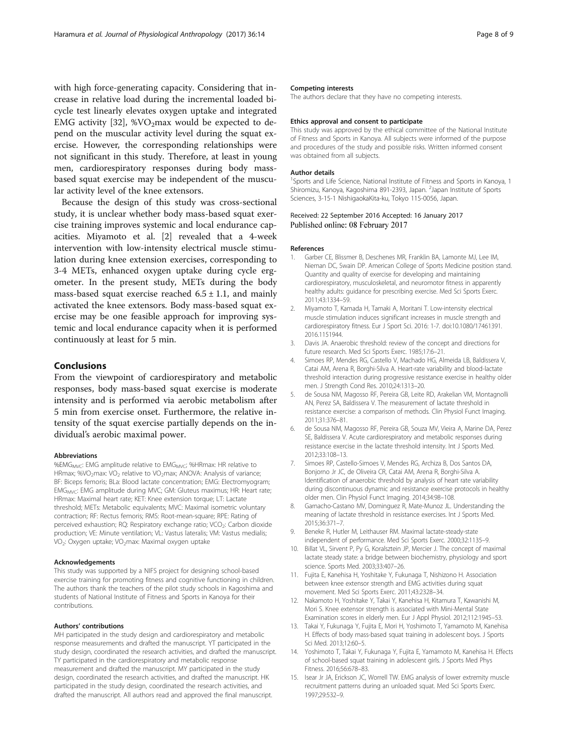with high force-generating capacity. Considering that increase in relative load during the incremental loaded bicycle test linearly elevates oxygen uptake and integrated EMG activity [32], %$VO_2$max would be expected to depend on the muscular activity level during the squat exercise. However, the corresponding relationships were not significant in this study. Therefore, at least in young men, cardiorespiratory responses during body mass-based squat exercise may be independent of the muscular activity level of the knee extensors.

Because the design of this study was cross-sectional study, it is unclear whether body mass-based squat exercise training improves systemic and local endurance capacities. Miyamoto et al. [2] revealed that a 4-week intervention with low-intensity electrical muscle stimulation during knee extension exercises, corresponding to 3-4 METs, enhanced oxygen uptake during cycle ergometer. In the present study, METs during the body mass-based squat exercise reached $6.5 \pm 1.1$, and mainly activated the knee extensors. Body mass-based squat exercise may be one feasible approach for improving systemic and local endurance capacity when it is performed continuously at least for 5 min.

## Conclusions

From the viewpoint of cardiorespiratory and metabolic responses, body mass-based squat exercise is moderate intensity and is performed via aerobic metabolism after 5 min from exercise onset. Furthermore, the relative intensity of the squat exercise partially depends on the individual's aerobic maximal power.

#### Abbreviations

%$EMG_{MVC}$: EMG amplitude relative to $EMG_{MVC}$; %HRmax: HR relative to HRmax; %$VO_2$max: $VO_2$ relative to $VO_2$max; ANOVA: Analysis of variance; BF: Biceps femoris; BLa: Blood lactate concentration; EMG: Electromyogram; $EMG_{MVC}$: EMG amplitude during MVC; GM: Gluteus maximus; HR: Heart rate; HRmax: Maximal heart rate; KET: Knee extension torque; LT: Lactate threshold; METs: Metabolic equivalents; MVC: Maximal isometric voluntary contraction; RF: Rectus femoris; RMS: Root-mean-square; RPE: Rating of perceived exhaustion; RQ: Respiratory exchange ratio; $VCO_2$: Carbon dioxide production; VE: Minute ventilation; VL: Vastus lateralis; VM: Vastus medialis; $VO_2$: Oxygen uptake; $VO_2$max: Maximal oxygen uptake

#### Acknowledgements

This study was supported by a NIFS project for designing school-based exercise training for promoting fitness and cognitive functioning in children. The authors thank the teachers of the pilot study schools in Kagoshima and students of National Institute of Fitness and Sports in Kanoya for their contributions.

#### Authors' contributions

MH participated in the study design and cardiorespiratory and metabolic response measurements and drafted the manuscript. YT participated in the study design, coordinated the research activities, and drafted the manuscript. TY participated in the cardiorespiratory and metabolic response measurement and drafted the manuscript. MY participated in the study design, coordinated the research activities, and drafted the manuscript. HK participated in the study design, coordinated the research activities, and drafted the manuscript. All authors read and approved the final manuscript.

#### Competing interests

The authors declare that they have no competing interests.

#### Ethics approval and consent to participate

This study was approved by the ethical committee of the National Institute of Fitness and Sports in Kanoya. All subjects were informed of the purpose and procedures of the study and possible risks. Written informed consent was obtained from all subjects.

#### Author details

[1]Sports and Life Science, National Institute of Fitness and Sports in Kanoya, 1 Shiromizu, Kanoya, Kagoshima 891-2393, Japan. [2]Japan Institute of Sports Sciences, 3-15-1 NishigaokaKita-ku, Tokyo 115-0056, Japan.

Received: 22 September 2016 Accepted: 16 January 2017
Published online: 08 February 2017

#### References

1. Garber CE, Blissmer B, Deschenes MR, Franklin BA, Lamonte MJ, Lee IM, Nieman DC, Swain DP. American College of Sports Medicine position stand. Quantity and quality of exercise for developing and maintaining cardiorespiratory, musculoskeletal, and neuromotor fitness in apparently healthy adults: guidance for prescribing exercise. Med Sci Sports Exerc. 2011;43:1334–59.
2. Miyamoto T, Kamada H, Tamaki A, Moritani T. Low-intensity electrical muscle stimulation induces significant increases in muscle strength and cardiorespiratory fitness. Eur J Sport Sci. 2016: 1-7. doi:10.1080/17461391.2016.1151944.
3. Davis JA. Anaerobic threshold: review of the concept and directions for future research. Med Sci Sports Exerc. 1985;17:6–21.
4. Simoes RP, Mendes RG, Castello V, Machado HG, Almeida LB, Baldissera V, Catai AM, Arena R, Borghi-Silva A. Heart-rate variability and blood-lactate threshold interaction during progressive resistance exercise in healthy older men. J Strength Cond Res. 2010;24:1313–20.
5. de Sousa NM, Magosso RF, Pereira GB, Leite RD, Arakelian VM, Montagnolli AN, Perez SA, Baldissera V. The measurement of lactate threshold in resistance exercise: a comparison of methods. Clin Physiol Funct Imaging. 2011;31:376–81.
6. de Sousa NM, Magosso RF, Pereira GB, Souza MV, Vieira A, Marine DA, Perez SE, Baldissera V. Acute cardiorespiratory and metabolic responses during resistance exercise in the lactate threshold intensity. Int J Sports Med. 2012;33:108–13.
7. Simoes RP, Castello-Simoes V, Mendes RG, Archiza B, Dos Santos DA, Bonjorno Jr JC, de Oliveira CR, Catai AM, Arena R, Borghi-Silva A. Identification of anaerobic threshold by analysis of heart rate variability during discontinuous dynamic and resistance exercise protocols in healthy older men. Clin Physiol Funct Imaging. 2014;34:98–108.
8. Garnacho-Castano MV, Dominguez R, Mate-Munoz JL. Understanding the meaning of lactate threshold in resistance exercises. Int J Sports Med. 2015;36:371–7.
9. Beneke R, Hutler M, Leithauser RM. Maximal lactate-steady-state independent of performance. Med Sci Sports Exerc. 2000;32:1135–9.
10. Billat VL, Sirvent P, Py G, Koralsztein JP, Mercier J. The concept of maximal lactate steady state: a bridge between biochemistry, physiology and sport science. Sports Med. 2003;33:407–26.
11. Fujita E, Kanehisa H, Yoshitake Y, Fukunaga T, Nishizono H. Association between knee extensor strength and EMG activities during squat movement. Med Sci Sports Exerc. 2011;43:2328–34.
12. Nakamoto H, Yoshitake Y, Takai Y, Kanehisa H, Kitamura T, Kawanishi M, Mori S. Knee extensor strength is associated with Mini-Mental State Examination scores in elderly men. Eur J Appl Physiol. 2012;112:1945–53.
13. Takai Y, Fukunaga Y, Fujita E, Mori H, Yoshimoto T, Yamamoto M, Kanehisa H. Effects of body mass-based squat training in adolescent boys. J Sports Sci Med. 2013;12:60–5.
14. Yoshimoto T, Takai Y, Fukunaga Y, Fujita E, Yamamoto M, Kanehisa H. Effects of school-based squat training in adolescent girls. J Sports Med Phys Fitness. 2016;56:678–83.
15. Isear Jr JA, Erickson JC, Worrell TW. EMG analysis of lower extremity muscle recruitment patterns during an unloaded squat. Med Sci Sports Exerc. 1997;29:532–9.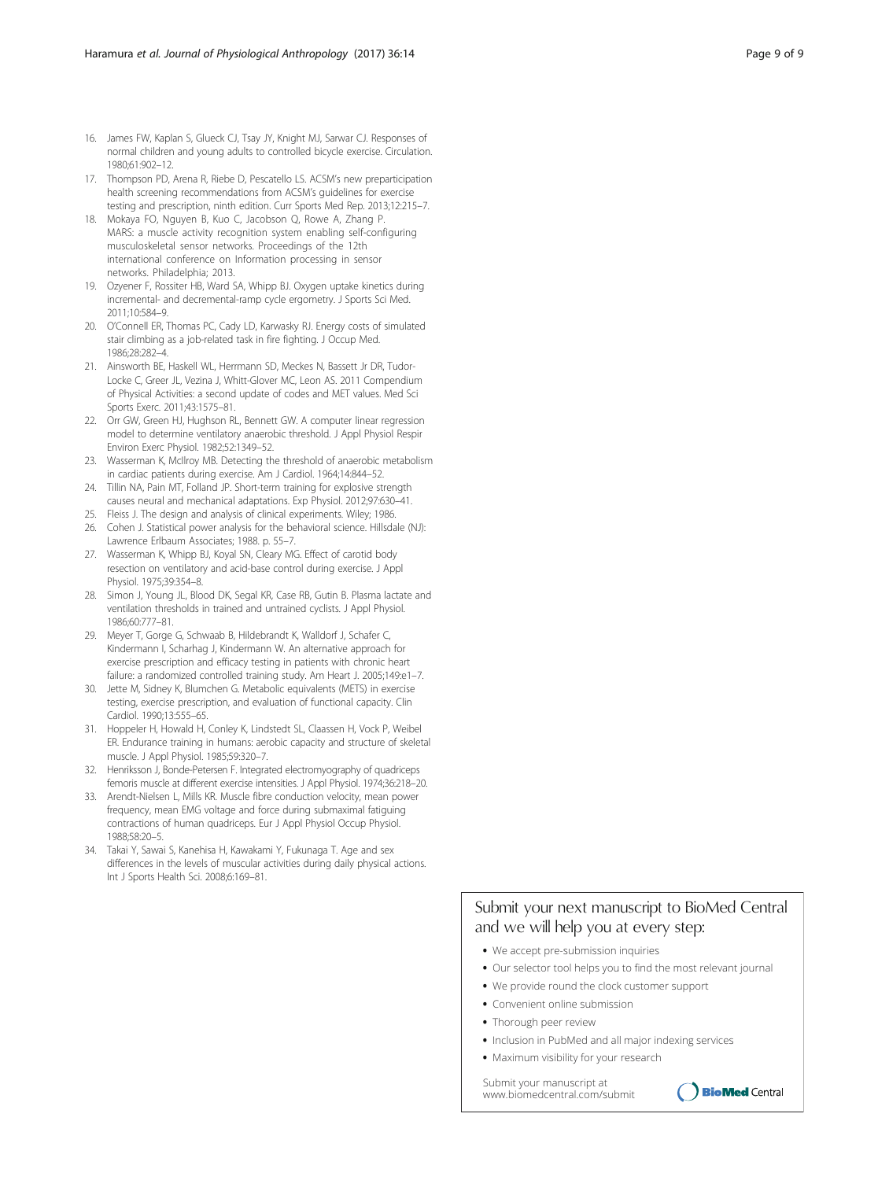16. James FW, Kaplan S, Glueck CJ, Tsay JY, Knight MJ, Sarwar CJ. Responses of normal children and young adults to controlled bicycle exercise. Circulation. 1980;61:902–12.
17. Thompson PD, Arena R, Riebe D, Pescatello LS. ACSM's new preparticipation health screening recommendations from ACSM's guidelines for exercise testing and prescription, ninth edition. Curr Sports Med Rep. 2013;12:215–7.
18. Mokaya FO, Nguyen B, Kuo C, Jacobson Q, Rowe A, Zhang P. MARS: a muscle activity recognition system enabling self-configuring musculoskeletal sensor networks. Proceedings of the 12th international conference on Information processing in sensor networks. Philadelphia; 2013.
19. Ozyener F, Rossiter HB, Ward SA, Whipp BJ. Oxygen uptake kinetics during incremental- and decremental-ramp cycle ergometry. J Sports Sci Med. 2011;10:584–9.
20. O'Connell ER, Thomas PC, Cady LD, Karwasky RJ. Energy costs of simulated stair climbing as a job-related task in fire fighting. J Occup Med. 1986;28:282–4.
21. Ainsworth BE, Haskell WL, Herrmann SD, Meckes N, Bassett Jr DR, Tudor-Locke C, Greer JL, Vezina J, Whitt-Glover MC, Leon AS. 2011 Compendium of Physical Activities: a second update of codes and MET values. Med Sci Sports Exerc. 2011;43:1575–81.
22. Orr GW, Green HJ, Hughson RL, Bennett GW. A computer linear regression model to determine ventilatory anaerobic threshold. J Appl Physiol Respir Environ Exerc Physiol. 1982;52:1349–52.
23. Wasserman K, McIlroy MB. Detecting the threshold of anaerobic metabolism in cardiac patients during exercise. Am J Cardiol. 1964;14:844–52.
24. Tillin NA, Pain MT, Folland JP. Short-term training for explosive strength causes neural and mechanical adaptations. Exp Physiol. 2012;97:630–41.
25. Fleiss J. The design and analysis of clinical experiments. Wiley; 1986.
26. Cohen J. Statistical power analysis for the behavioral science. Hillsdale (NJ): Lawrence Erlbaum Associates; 1988. p. 55–7.
27. Wasserman K, Whipp BJ, Koyal SN, Cleary MG. Effect of carotid body resection on ventilatory and acid-base control during exercise. J Appl Physiol. 1975;39:354–8.
28. Simon J, Young JL, Blood DK, Segal KR, Case RB, Gutin B. Plasma lactate and ventilation thresholds in trained and untrained cyclists. J Appl Physiol. 1986;60:777–81.
29. Meyer T, Gorge G, Schwaab B, Hildebrandt K, Walldorf J, Schafer C, Kindermann I, Scharhag J, Kindermann W. An alternative approach for exercise prescription and efficacy testing in patients with chronic heart failure: a randomized controlled training study. Am Heart J. 2005;149:e1–7.
30. Jette M, Sidney K, Blumchen G. Metabolic equivalents (METS) in exercise testing, exercise prescription, and evaluation of functional capacity. Clin Cardiol. 1990;13:555–65.
31. Hoppeler H, Howald H, Conley K, Lindstedt SL, Claassen H, Vock P, Weibel ER. Endurance training in humans: aerobic capacity and structure of skeletal muscle. J Appl Physiol. 1985;59:320–7.
32. Henriksson J, Bonde-Petersen F. Integrated electromyography of quadriceps femoris muscle at different exercise intensities. J Appl Physiol. 1974;36:218–20.
33. Arendt-Nielsen L, Mills KR. Muscle fibre conduction velocity, mean power frequency, mean EMG voltage and force during submaximal fatiguing contractions of human quadriceps. Eur J Appl Physiol Occup Physiol. 1988;58:20–5.
34. Takai Y, Sawai S, Kanehisa H, Kawakami Y, Fukunaga T. Age and sex differences in the levels of muscular activities during daily physical actions. Int J Sports Health Sci. 2008;6:169–81.

Submit your next manuscript to BioMed Central and we will help you at every step:

- We accept pre-submission inquiries
- Our selector tool helps you to find the most relevant journal
- We provide round the clock customer support
- Convenient online submission
- Thorough peer review
- Inclusion in PubMed and all major indexing services
- Maximum visibility for your research

Submit your manuscript at www.biomedcentral.com/submit

BioMed Central